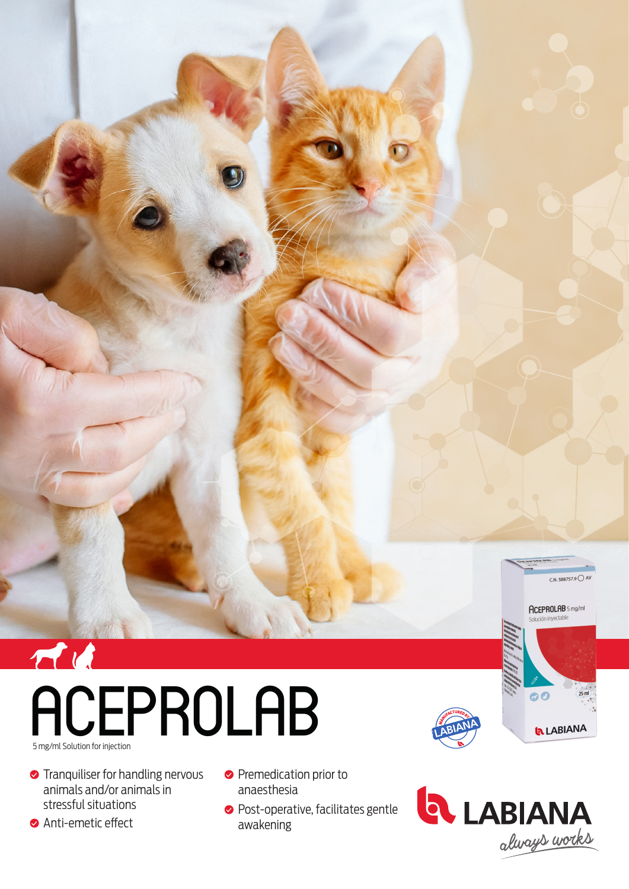# ACEPROLAB

5 mg/ml Solution for injection

- Tranquiliser for handling nervous animals and/or animals in stressful situations
- Anti-emetic effect
- Premedication prior to anaesthesia
- Post-operative, facilitates gentle awakening

LABIANA
always works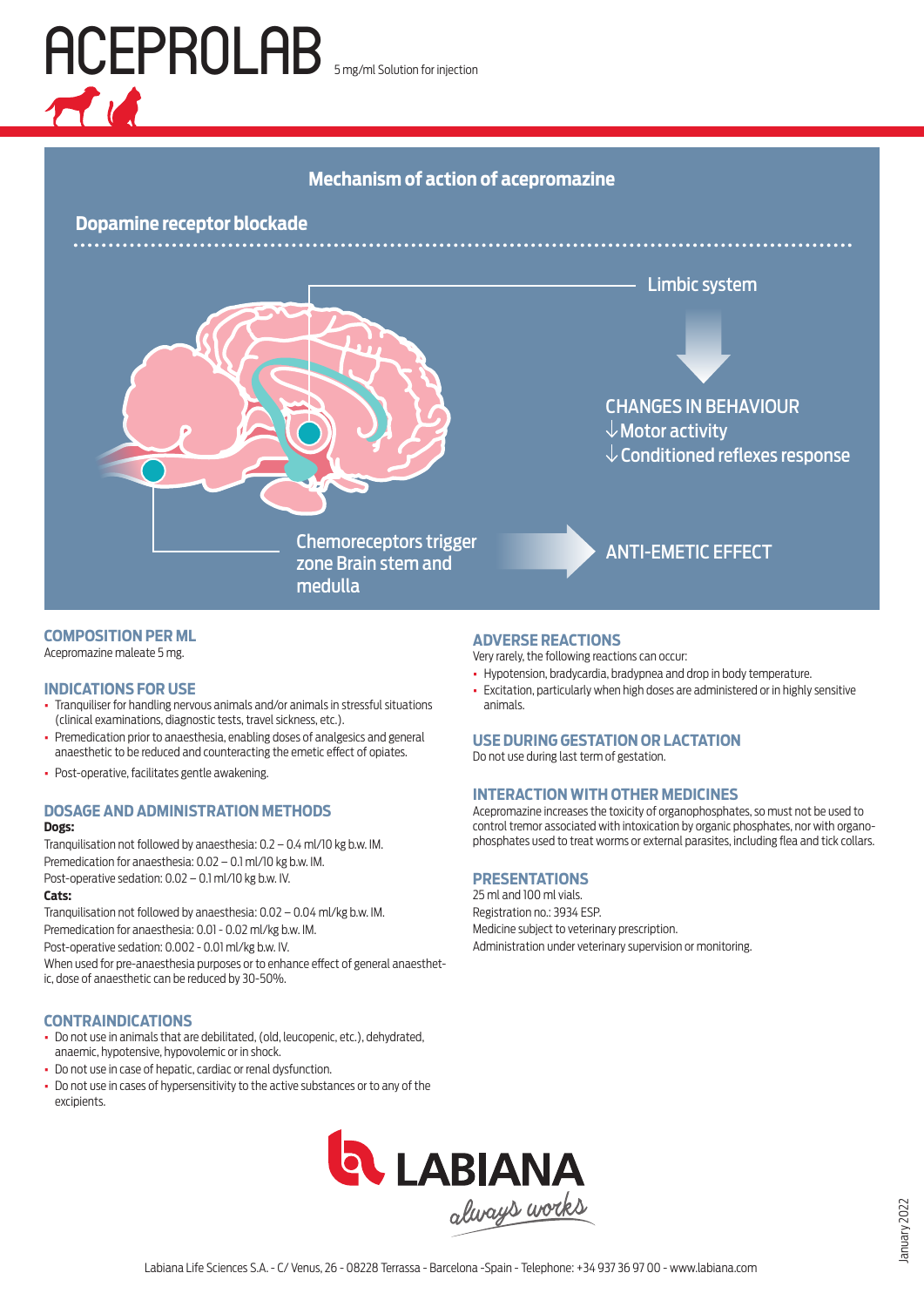# ACEPROLAB

5 mg/ml Solution for injection

## Mechanism of action of acepromazine

### Dopamine receptor blockade

Limbic system

CHANGES IN BEHAVIOUR
↓Motor activity
↓Conditioned reflexes response

Chemoreceptors trigger zone Brain stem and medulla

ANTI-EMETIC EFFECT

### COMPOSITION PER ML

Acepromazine maleate 5 mg.

### INDICATIONS FOR USE

- Tranquiliser for handling nervous animals and/or animals in stressful situations (clinical examinations, diagnostic tests, travel sickness, etc.).
- Premedication prior to anaesthesia, enabling doses of analgesics and general anaesthetic to be reduced and counteracting the emetic effect of opiates.
- Post-operative, facilitates gentle awakening.

### DOSAGE AND ADMINISTRATION METHODS

**Dogs:**

Tranquilisation not followed by anaesthesia: 0.2 – 0.4 ml/10 kg b.w. IM.
Premedication for anaesthesia: 0.02 – 0.1 ml/10 kg b.w. IM.
Post-operative sedation: 0.02 – 0.1 ml/10 kg b.w. IV.

**Cats:**

Tranquilisation not followed by anaesthesia: 0.02 – 0.04 ml/kg b.w. IM.
Premedication for anaesthesia: 0.01 - 0.02 ml/kg b.w. IM.
Post-operative sedation: 0.002 - 0.01 ml/kg b.w. IV.
When used for pre-anaesthesia purposes or to enhance effect of general anaesthetic, dose of anaesthetic can be reduced by 30-50%.

### CONTRAINDICATIONS

- Do not use in animals that are debilitated, (old, leucopenic, etc.), dehydrated, anaemic, hypotensive, hypovolemic or in shock.
- Do not use in case of hepatic, cardiac or renal dysfunction.
- Do not use in cases of hypersensitivity to the active substances or to any of the excipients.

### ADVERSE REACTIONS

Very rarely, the following reactions can occur:

- Hypotension, bradycardia, bradypnea and drop in body temperature.
- Excitation, particularly when high doses are administered or in highly sensitive animals.

### USE DURING GESTATION OR LACTATION

Do not use during last term of gestation.

### INTERACTION WITH OTHER MEDICINES

Acepromazine increases the toxicity of organophosphates, so must not be used to control tremor associated with intoxication by organic phosphates, nor with organophosphates used to treat worms or external parasites, including flea and tick collars.

### PRESENTATIONS

25 ml and 100 ml vials.
Registration no.: 3934 ESP.
Medicine subject to veterinary prescription.
Administration under veterinary supervision or monitoring.

LABIANA *always works*

Labiana Life Sciences S.A. - C/ Venus, 26 - 08228 Terrassa - Barcelona -Spain - Telephone: +34 937 36 97 00 - www.labiana.com

January 2022